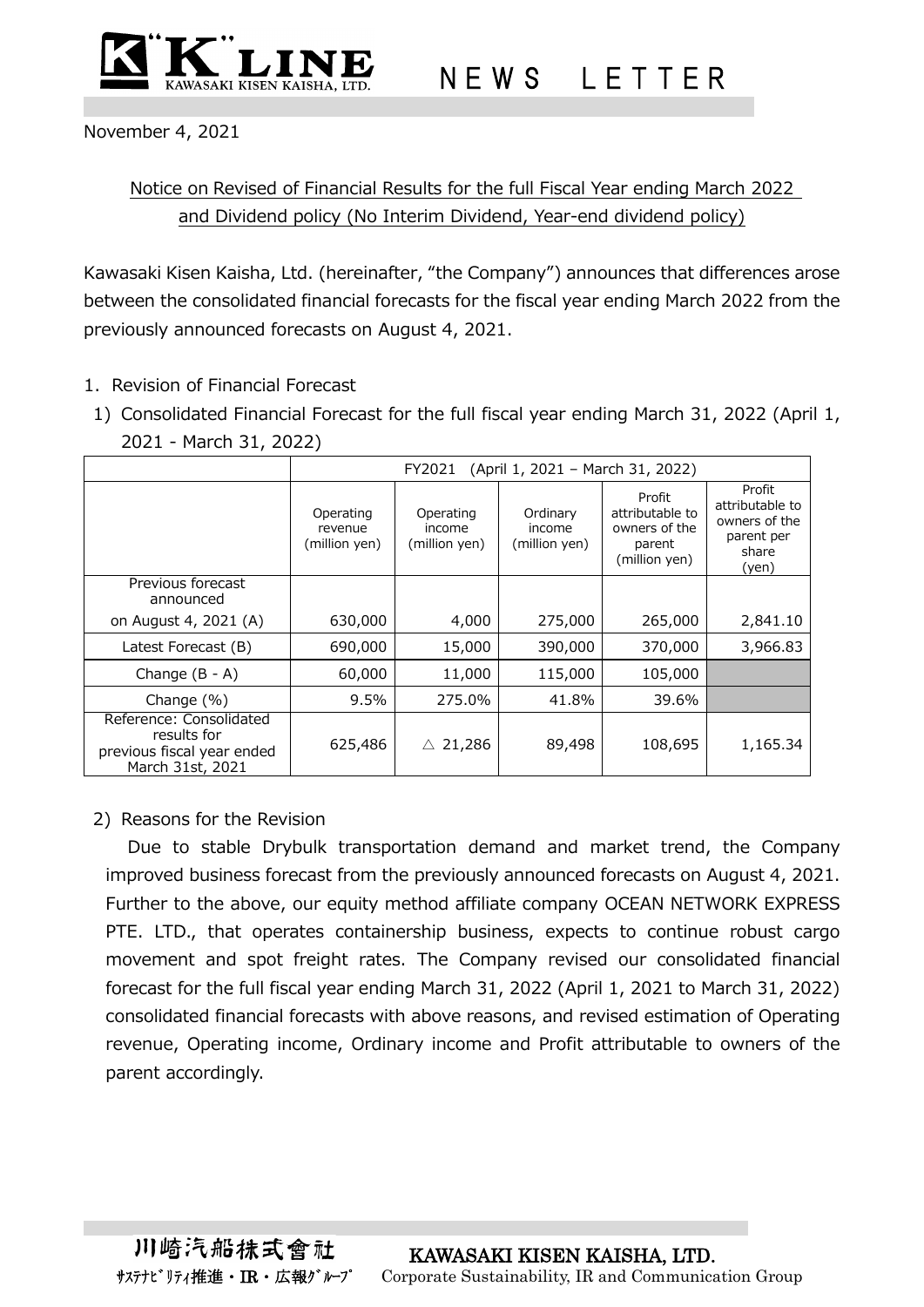# NEWS LETTER

November 4, 2021

Notice on Revised of Financial Results for the full Fiscal Year ending March 2022 and Dividend policy (No Interim Dividend, Year-end dividend policy)

Kawasaki Kisen Kaisha, Ltd. (hereinafter, "the Company") announces that differences arose between the consolidated financial forecasts for the fiscal year ending March 2022 from the previously announced forecasts on August 4, 2021.

1. Revision of Financial Forecast

1) Consolidated Financial Forecast for the full fiscal year ending March 31, 2022 (April 1, 2021 - March 31, 2022)

| | FY2021 (April 1, 2021 – March 31, 2022) | | | | |
|---|---|---|---|---|---|
| | Operating revenue (million yen) | Operating income (million yen) | Ordinary income (million yen) | Profit attributable to owners of the parent (million yen) | Profit attributable to owners of the parent per share (yen) |
| Previous forecast announced on August 4, 2021 (A) | 630,000 | 4,000 | 275,000 | 265,000 | 2,841.10 |
| Latest Forecast (B) | 690,000 | 15,000 | 390,000 | 370,000 | 3,966.83 |
| Change (B - A) | 60,000 | 11,000 | 115,000 | 105,000 | |
| Change (%) | 9.5% | 275.0% | 41.8% | 39.6% | |
| Reference: Consolidated results for previous fiscal year ended March 31st, 2021 | 625,486 | △ 21,286 | 89,498 | 108,695 | 1,165.34 |

2) Reasons for the Revision

Due to stable Drybulk transportation demand and market trend, the Company improved business forecast from the previously announced forecasts on August 4, 2021. Further to the above, our equity method affiliate company OCEAN NETWORK EXPRESS PTE. LTD., that operates containership business, expects to continue robust cargo movement and spot freight rates. The Company revised our consolidated financial forecast for the full fiscal year ending March 31, 2022 (April 1, 2021 to March 31, 2022) consolidated financial forecasts with above reasons, and revised estimation of Operating revenue, Operating income, Ordinary income and Profit attributable to owners of the parent accordingly.

川崎汽船株式會社 KAWASAKI KISEN KAISHA, LTD.
ｻｽﾃﾅﾋﾞﾘﾃｨ推進・IR・広報ｸﾞﾙｰﾌﾟ Corporate Sustainability, IR and Communication Group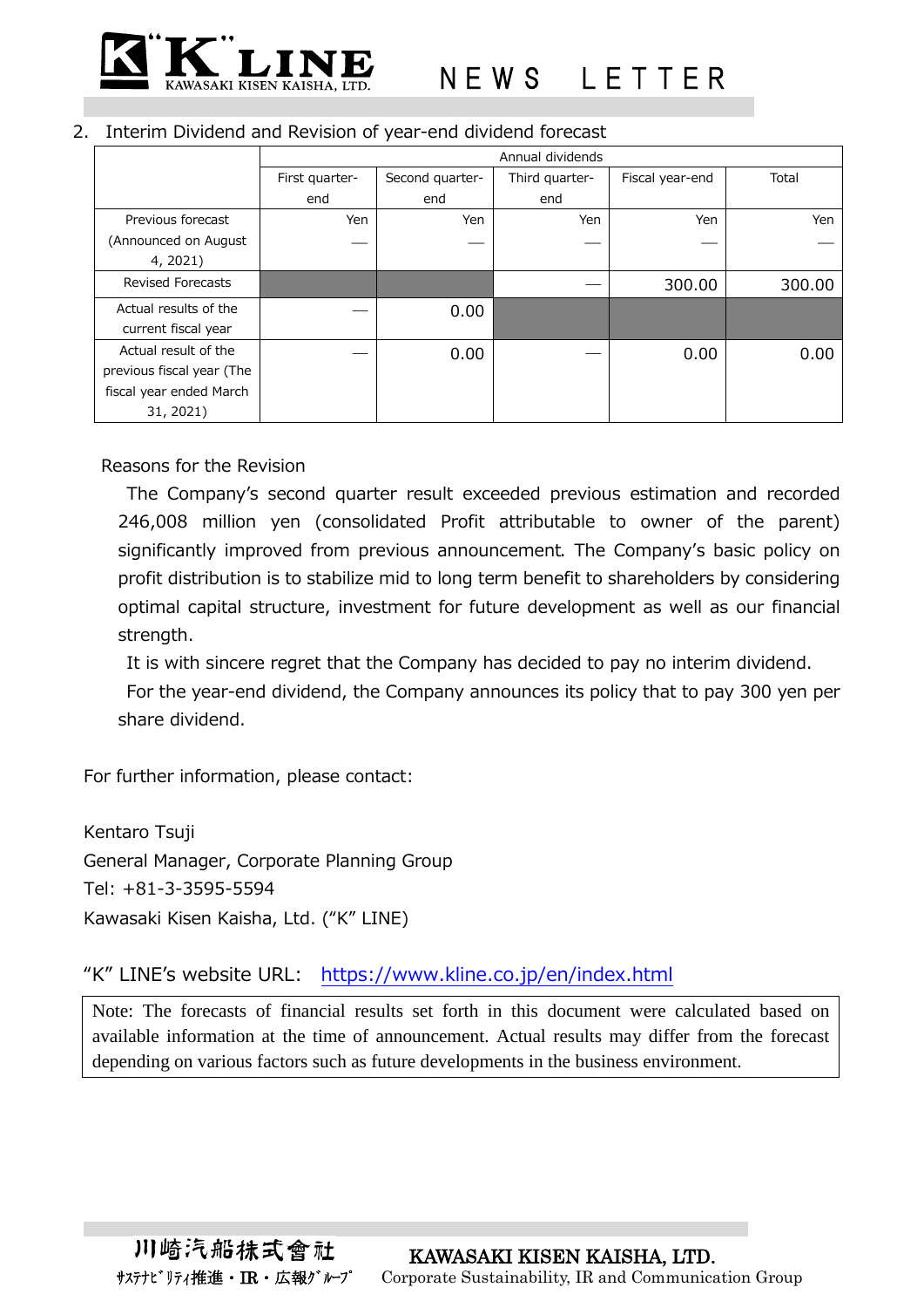2. Interim Dividend and Revision of year-end dividend forecast

| | Annual dividends | | | | |
|---|---|---|---|---|---|
| | First quarter-end | Second quarter-end | Third quarter-end | Fiscal year-end | Total |
| Previous forecast (Announced on August 4, 2021) | Yen<br>— | Yen<br>— | Yen<br>— | Yen<br>— | Yen<br>— |
| Revised Forecasts | | | — | 300.00 | 300.00 |
| Actual results of the current fiscal year | — | 0.00 | | | |
| Actual result of the previous fiscal year (The fiscal year ended March 31, 2021) | — | 0.00 | — | 0.00 | 0.00 |

Reasons for the Revision

The Company's second quarter result exceeded previous estimation and recorded 246,008 million yen (consolidated Profit attributable to owner of the parent) significantly improved from previous announcement. The Company's basic policy on profit distribution is to stabilize mid to long term benefit to shareholders by considering optimal capital structure, investment for future development as well as our financial strength.

It is with sincere regret that the Company has decided to pay no interim dividend.

For the year-end dividend, the Company announces its policy that to pay 300 yen per share dividend.

For further information, please contact:

Kentaro Tsuji
General Manager, Corporate Planning Group
Tel: +81-3-3595-5594
Kawasaki Kisen Kaisha, Ltd. ("K" LINE)

"K" LINE's website URL: https://www.kline.co.jp/en/index.html

Note: The forecasts of financial results set forth in this document were calculated based on available information at the time of announcement. Actual results may differ from the forecast depending on various factors such as future developments in the business environment.